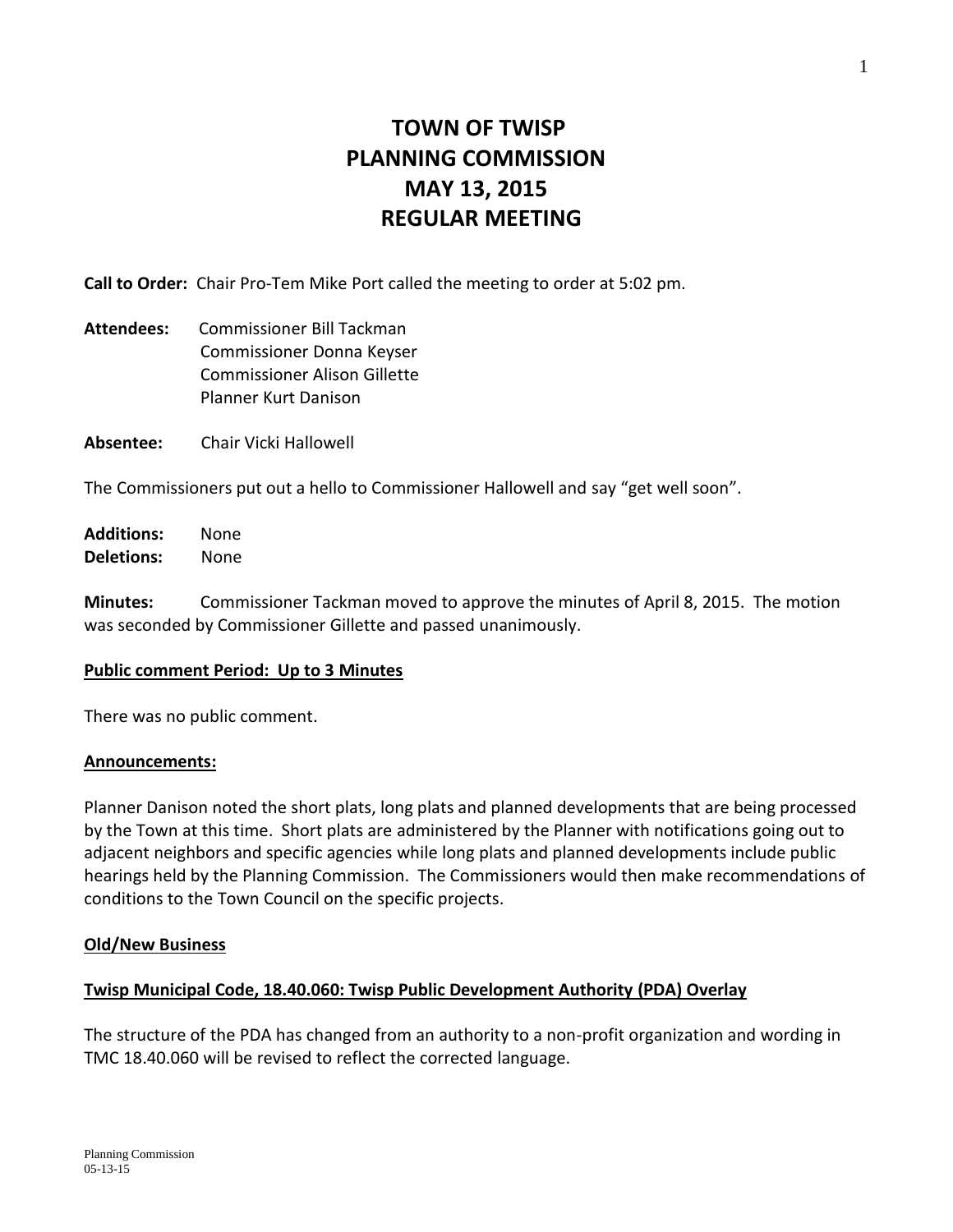# TOWN OF TWISP
# PLANNING COMMISSION
# MAY 13, 2015
# REGULAR MEETING

**Call to Order:** Chair Pro-Tem Mike Port called the meeting to order at 5:02 pm.

**Attendees:** Commissioner Bill Tackman
Commissioner Donna Keyser
Commissioner Alison Gillette
Planner Kurt Danison

**Absentee:** Chair Vicki Hallowell

The Commissioners put out a hello to Commissioner Hallowell and say "get well soon".

**Additions:** None
**Deletions:** None

**Minutes:** Commissioner Tackman moved to approve the minutes of April 8, 2015. The motion was seconded by Commissioner Gillette and passed unanimously.

**Public comment Period: Up to 3 Minutes**

There was no public comment.

**Announcements:**

Planner Danison noted the short plats, long plats and planned developments that are being processed by the Town at this time. Short plats are administered by the Planner with notifications going out to adjacent neighbors and specific agencies while long plats and planned developments include public hearings held by the Planning Commission. The Commissioners would then make recommendations of conditions to the Town Council on the specific projects.

**Old/New Business**

**Twisp Municipal Code, 18.40.060: Twisp Public Development Authority (PDA) Overlay**

The structure of the PDA has changed from an authority to a non-profit organization and wording in TMC 18.40.060 will be revised to reflect the corrected language.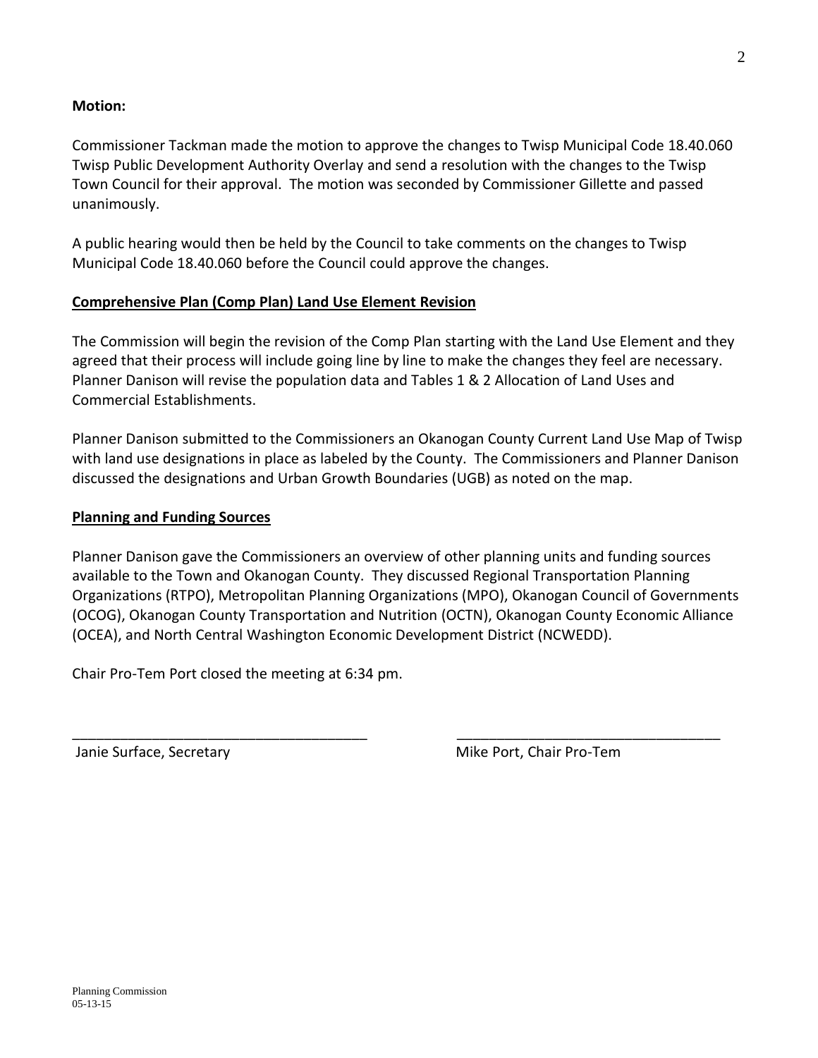**Motion:**

Commissioner Tackman made the motion to approve the changes to Twisp Municipal Code 18.40.060 Twisp Public Development Authority Overlay and send a resolution with the changes to the Twisp Town Council for their approval. The motion was seconded by Commissioner Gillette and passed unanimously.

A public hearing would then be held by the Council to take comments on the changes to Twisp Municipal Code 18.40.060 before the Council could approve the changes.

**Comprehensive Plan (Comp Plan) Land Use Element Revision**

The Commission will begin the revision of the Comp Plan starting with the Land Use Element and they agreed that their process will include going line by line to make the changes they feel are necessary. Planner Danison will revise the population data and Tables 1 & 2 Allocation of Land Uses and Commercial Establishments.

Planner Danison submitted to the Commissioners an Okanogan County Current Land Use Map of Twisp with land use designations in place as labeled by the County. The Commissioners and Planner Danison discussed the designations and Urban Growth Boundaries (UGB) as noted on the map.

**Planning and Funding Sources**

Planner Danison gave the Commissioners an overview of other planning units and funding sources available to the Town and Okanogan County. They discussed Regional Transportation Planning Organizations (RTPO), Metropolitan Planning Organizations (MPO), Okanogan Council of Governments (OCOG), Okanogan County Transportation and Nutrition (OCTN), Okanogan County Economic Alliance (OCEA), and North Central Washington Economic Development District (NCWEDD).

Chair Pro-Tem Port closed the meeting at 6:34 pm.

_____________________________________ Janie Surface, Secretary

_________________________________ Mike Port, Chair Pro-Tem